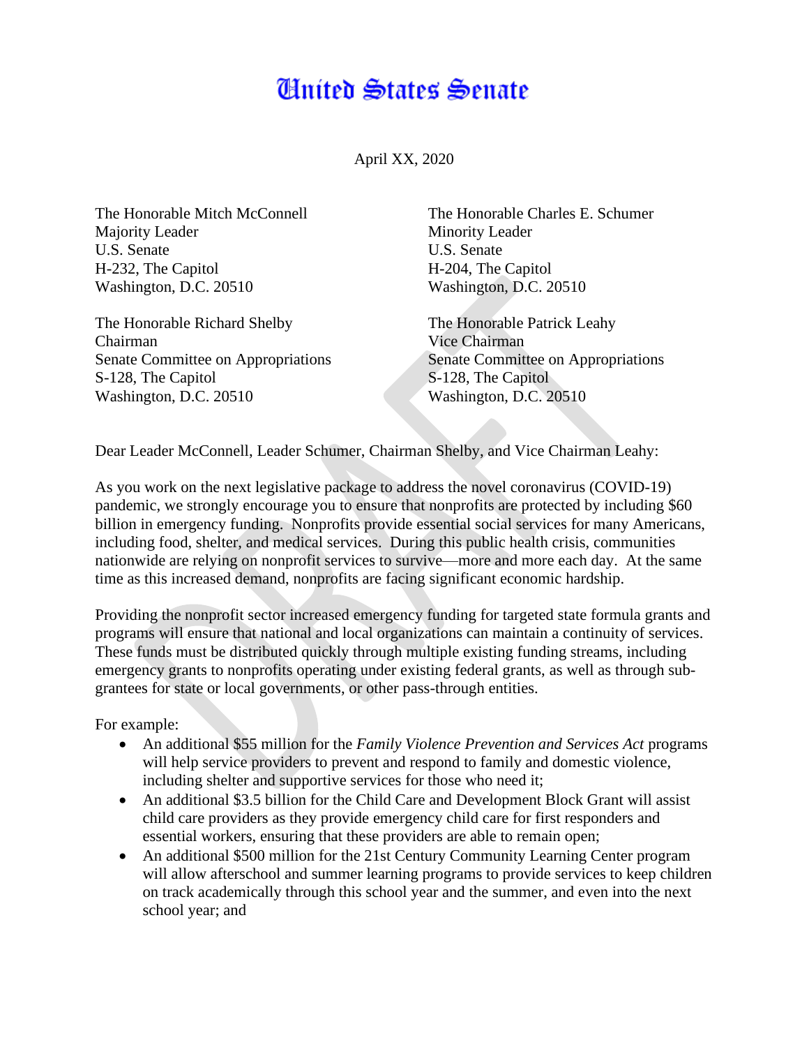# United States Senate

April XX, 2020

The Honorable Mitch McConnell
Majority Leader
U.S. Senate
H-232, The Capitol
Washington, D.C. 20510

The Honorable Charles E. Schumer
Minority Leader
U.S. Senate
H-204, The Capitol
Washington, D.C. 20510

The Honorable Richard Shelby
Chairman
Senate Committee on Appropriations
S-128, The Capitol
Washington, D.C. 20510

The Honorable Patrick Leahy
Vice Chairman
Senate Committee on Appropriations
S-128, The Capitol
Washington, D.C. 20510

Dear Leader McConnell, Leader Schumer, Chairman Shelby, and Vice Chairman Leahy:

As you work on the next legislative package to address the novel coronavirus (COVID-19) pandemic, we strongly encourage you to ensure that nonprofits are protected by including $60 billion in emergency funding. Nonprofits provide essential social services for many Americans, including food, shelter, and medical services. During this public health crisis, communities nationwide are relying on nonprofit services to survive—more and more each day. At the same time as this increased demand, nonprofits are facing significant economic hardship.

Providing the nonprofit sector increased emergency funding for targeted state formula grants and programs will ensure that national and local organizations can maintain a continuity of services. These funds must be distributed quickly through multiple existing funding streams, including emergency grants to nonprofits operating under existing federal grants, as well as through sub-grantees for state or local governments, or other pass-through entities.

For example:

- An additional $55 million for the *Family Violence Prevention and Services Act* programs will help service providers to prevent and respond to family and domestic violence, including shelter and supportive services for those who need it;
- An additional $3.5 billion for the Child Care and Development Block Grant will assist child care providers as they provide emergency child care for first responders and essential workers, ensuring that these providers are able to remain open;
- An additional $500 million for the 21st Century Community Learning Center program will allow afterschool and summer learning programs to provide services to keep children on track academically through this school year and the summer, and even into the next school year; and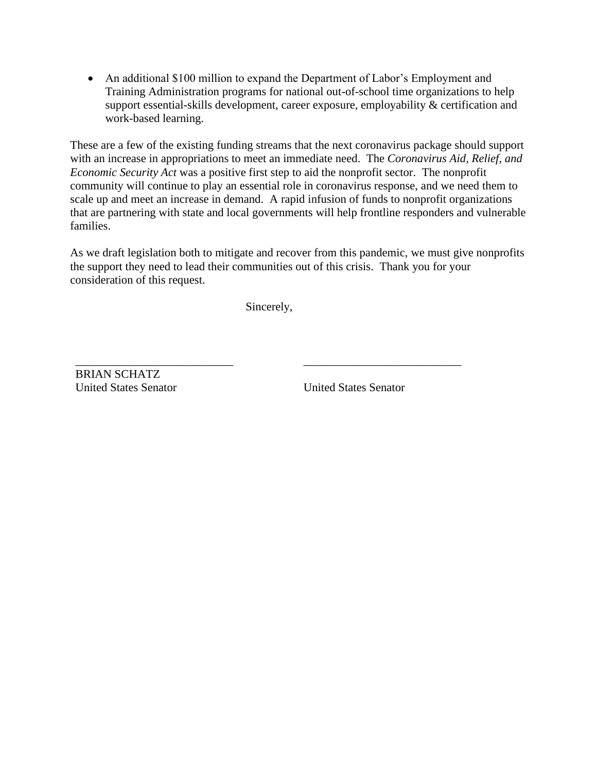- An additional $100 million to expand the Department of Labor's Employment and Training Administration programs for national out-of-school time organizations to help support essential-skills development, career exposure, employability & certification and work-based learning.

These are a few of the existing funding streams that the next coronavirus package should support with an increase in appropriations to meet an immediate need. The *Coronavirus Aid, Relief, and Economic Security Act* was a positive first step to aid the nonprofit sector. The nonprofit community will continue to play an essential role in coronavirus response, and we need them to scale up and meet an increase in demand. A rapid infusion of funds to nonprofit organizations that are partnering with state and local governments will help frontline responders and vulnerable families.

As we draft legislation both to mitigate and recover from this pandemic, we must give nonprofits the support they need to lead their communities out of this crisis. Thank you for your consideration of this request.

Sincerely,

| | |
|---|---|
| ___________________________ | ___________________________ |
| BRIAN SCHATZ | |
| United States Senator | United States Senator |